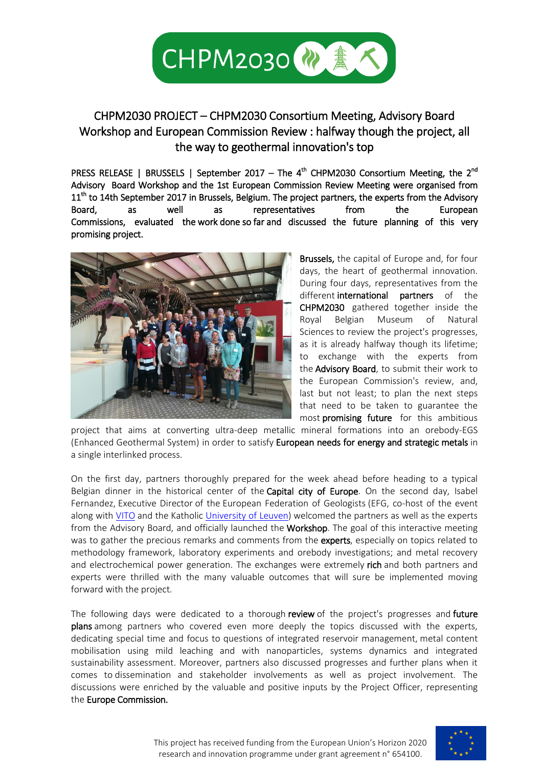# CHPM2030 PROJECT – CHPM2030 Consortium Meeting, Advisory Board Workshop and European Commission Review : halfway though the project, all the way to geothermal innovation's top

PRESS RELEASE | BRUSSELS | September 2017 – The 4th CHPM2030 Consortium Meeting, the 2nd Advisory Board Workshop and the 1st European Commission Review Meeting were organised from 11th to 14th September 2017 in Brussels, Belgium. The project partners, the experts from the Advisory Board, as well as representatives from the European Commissions, evaluated the work done so far and discussed the future planning of this very promising project.

**Brussels,** the capital of Europe and, for four days, the heart of geothermal innovation. During four days, representatives from the different **international partners** of the **CHPM2030** gathered together inside the Royal Belgian Museum of Natural Sciences to review the project's progresses, as it is already halfway though its lifetime; to exchange with the experts from the **Advisory Board**, to submit their work to the European Commission's review, and, last but not least; to plan the next steps that need to be taken to guarantee the most **promising future** for this ambitious project that aims at converting ultra-deep metallic mineral formations into an orebody-EGS (Enhanced Geothermal System) in order to satisfy **European needs for energy and strategic metals** in a single interlinked process.

On the first day, partners thoroughly prepared for the week ahead before heading to a typical Belgian dinner in the historical center of the **Capital city of Europe**. On the second day, Isabel Fernandez, Executive Director of the European Federation of Geologists (EFG, co-host of the event along with VITO and the Katholic University of Leuven) welcomed the partners as well as the experts from the Advisory Board, and officially launched the **Workshop**. The goal of this interactive meeting was to gather the precious remarks and comments from the **experts**, especially on topics related to methodology framework, laboratory experiments and orebody investigations; and metal recovery and electrochemical power generation. The exchanges were extremely **rich** and both partners and experts were thrilled with the many valuable outcomes that will sure be implemented moving forward with the project.

The following days were dedicated to a thorough **review** of the project's progresses and **future plans** among partners who covered even more deeply the topics discussed with the experts, dedicating special time and focus to questions of integrated reservoir management, metal content mobilisation using mild leaching and with nanoparticles, systems dynamics and integrated sustainability assessment. Moreover, partners also discussed progresses and further plans when it comes to dissemination and stakeholder involvements as well as project involvement. The discussions were enriched by the valuable and positive inputs by the Project Officer, representing the **Europe Commission.**

This project has received funding from the European Union's Horizon 2020 research and innovation programme under grant agreement n° 654100.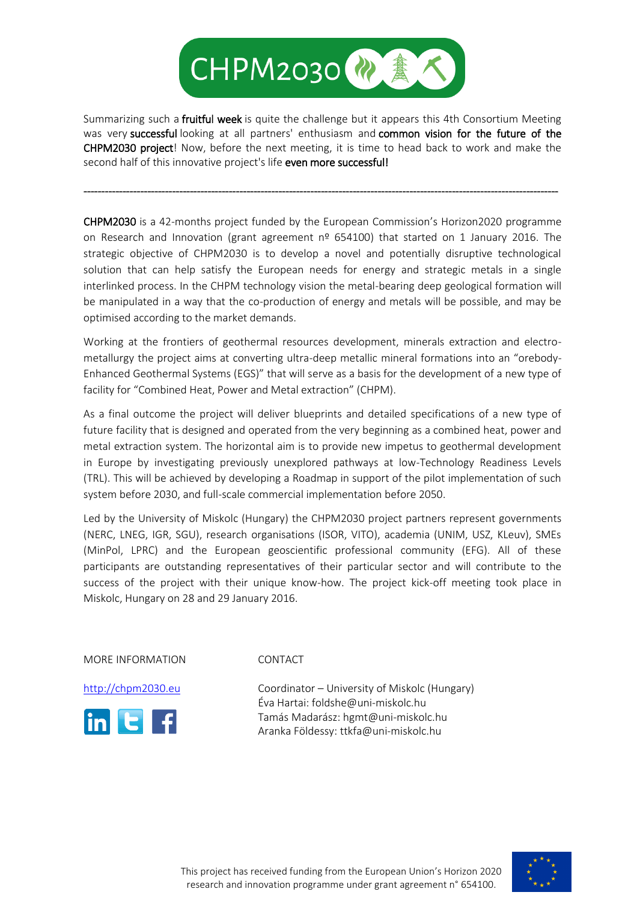Summarizing such a **fruitful week** is quite the challenge but it appears this 4th Consortium Meeting was very **successful** looking at all partners' enthusiasm and **common vision for the future of the CHPM2030 project**! Now, before the next meeting, it is time to head back to work and make the second half of this innovative project's life **even more successful!**

---

**CHPM2030** is a 42-months project funded by the European Commission's Horizon2020 programme on Research and Innovation (grant agreement nº 654100) that started on 1 January 2016. The strategic objective of CHPM2030 is to develop a novel and potentially disruptive technological solution that can help satisfy the European needs for energy and strategic metals in a single interlinked process. In the CHPM technology vision the metal-bearing deep geological formation will be manipulated in a way that the co-production of energy and metals will be possible, and may be optimised according to the market demands.

Working at the frontiers of geothermal resources development, minerals extraction and electro-metallurgy the project aims at converting ultra-deep metallic mineral formations into an "orebody-Enhanced Geothermal Systems (EGS)" that will serve as a basis for the development of a new type of facility for "Combined Heat, Power and Metal extraction" (CHPM).

As a final outcome the project will deliver blueprints and detailed specifications of a new type of future facility that is designed and operated from the very beginning as a combined heat, power and metal extraction system. The horizontal aim is to provide new impetus to geothermal development in Europe by investigating previously unexplored pathways at low-Technology Readiness Levels (TRL). This will be achieved by developing a Roadmap in support of the pilot implementation of such system before 2030, and full-scale commercial implementation before 2050.

Led by the University of Miskolc (Hungary) the CHPM2030 project partners represent governments (NERC, LNEG, IGR, SGU), research organisations (ISOR, VITO), academia (UNIM, USZ, KLeuv), SMEs (MinPol, LPRC) and the European geoscientific professional community (EFG). All of these participants are outstanding representatives of their particular sector and will contribute to the success of the project with their unique know-how. The project kick-off meeting took place in Miskolc, Hungary on 28 and 29 January 2016.

MORE INFORMATION

http://chpm2030.eu

CONTACT

Coordinator – University of Miskolc (Hungary)
Éva Hartai: foldshe@uni-miskolc.hu
Tamás Madarász: hgmt@uni-miskolc.hu
Aranka Földessy: ttkfa@uni-miskolc.hu

This project has received funding from the European Union's Horizon 2020 research and innovation programme under grant agreement n° 654100.